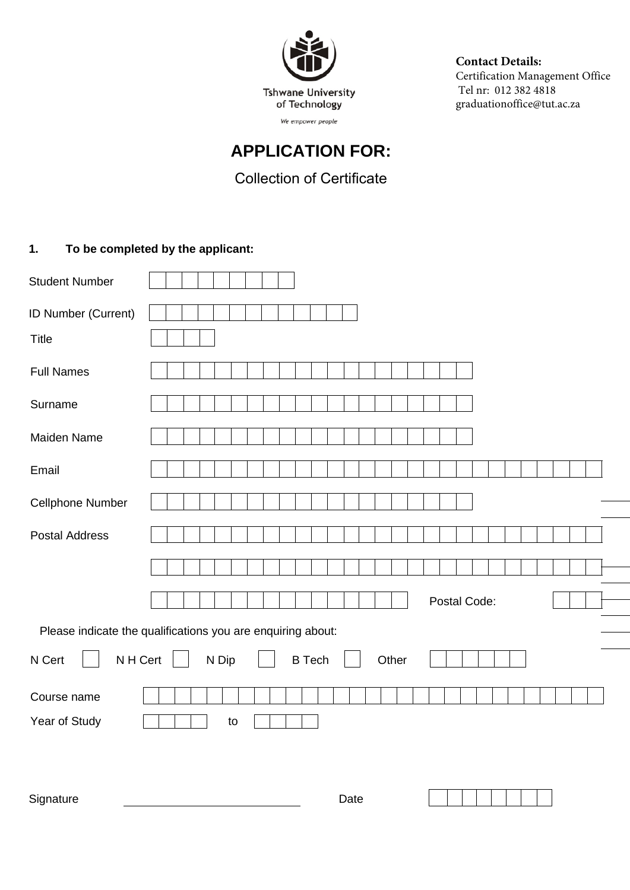Tshwane University of Technology

*We empower people*

**Contact Details:**
Certification Management Office
Tel nr: 012 382 4818
graduationoffice@tut.ac.za

# APPLICATION FOR:

## Collection of Certificate

**1. To be completed by the applicant:**

Student Number

ID Number (Current)

Title

Full Names

Surname

Maiden Name

Email

Cellphone Number

Postal Address

Postal Code:

Please indicate the qualifications you are enquiring about:

N Cert N H Cert N Dip B Tech Other

Course name

Year of Study to

Signature Date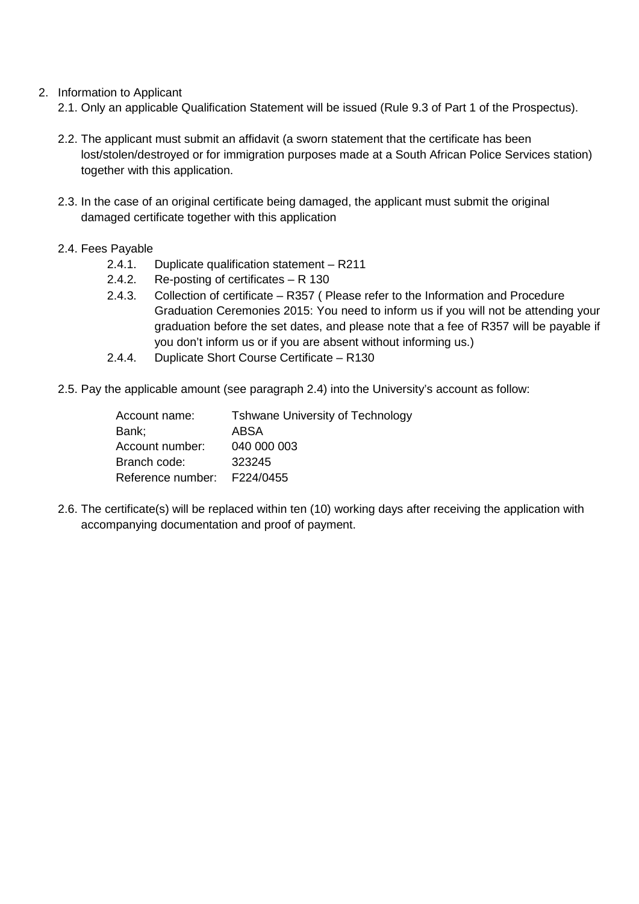2. Information to Applicant

   2.1. Only an applicable Qualification Statement will be issued (Rule 9.3 of Part 1 of the Prospectus).

   2.2. The applicant must submit an affidavit (a sworn statement that the certificate has been lost/stolen/destroyed or for immigration purposes made at a South African Police Services station) together with this application.

   2.3. In the case of an original certificate being damaged, the applicant must submit the original damaged certificate together with this application

   2.4. Fees Payable

      2.4.1. Duplicate qualification statement – R211

      2.4.2. Re-posting of certificates – R 130

      2.4.3. Collection of certificate – R357 ( Please refer to the Information and Procedure Graduation Ceremonies 2015: You need to inform us if you will not be attending your graduation before the set dates, and please note that a fee of R357 will be payable if you don't inform us or if you are absent without informing us.)

      2.4.4. Duplicate Short Course Certificate – R130

   2.5. Pay the applicable amount (see paragraph 2.4) into the University's account as follow:

| | |
|---|---|
| Account name: | Tshwane University of Technology |
| Bank; | ABSA |
| Account number: | 040 000 003 |
| Branch code: | 323245 |
| Reference number: | F224/0455 |

   2.6. The certificate(s) will be replaced within ten (10) working days after receiving the application with accompanying documentation and proof of payment.